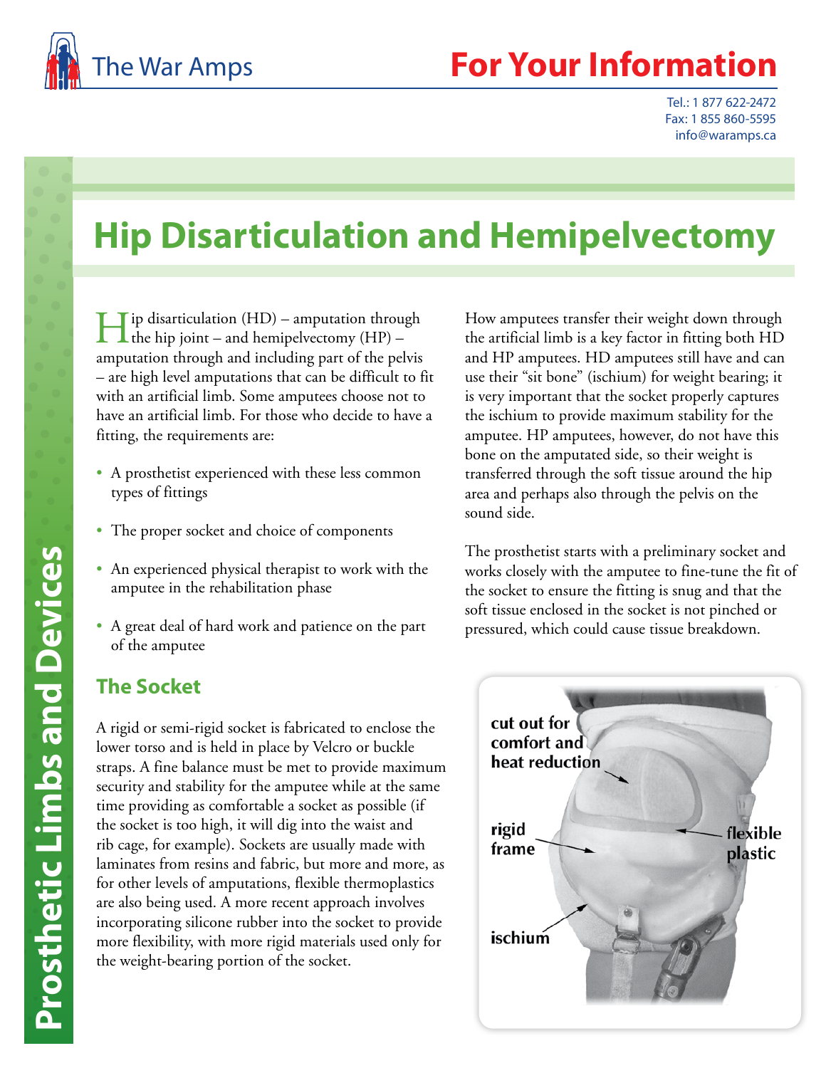The War Amps

# For Your Information

Tel.: 1 877 622-2472
Fax: 1 855 860-5595
info@waramps.ca

Prosthetic Limbs and Devices

# Hip Disarticulation and Hemipelvectomy

Hip disarticulation (HD) – amputation through the hip joint – and hemipelvectomy (HP) – amputation through and including part of the pelvis – are high level amputations that can be difficult to fit with an artificial limb. Some amputees choose not to have an artificial limb. For those who decide to have a fitting, the requirements are:

- A prosthetist experienced with these less common types of fittings
- The proper socket and choice of components
- An experienced physical therapist to work with the amputee in the rehabilitation phase
- A great deal of hard work and patience on the part of the amputee

## The Socket

A rigid or semi-rigid socket is fabricated to enclose the lower torso and is held in place by Velcro or buckle straps. A fine balance must be met to provide maximum security and stability for the amputee while at the same time providing as comfortable a socket as possible (if the socket is too high, it will dig into the waist and rib cage, for example). Sockets are usually made with laminates from resins and fabric, but more and more, as for other levels of amputations, flexible thermoplastics are also being used. A more recent approach involves incorporating silicone rubber into the socket to provide more flexibility, with more rigid materials used only for the weight-bearing portion of the socket.

How amputees transfer their weight down through the artificial limb is a key factor in fitting both HD and HP amputees. HD amputees still have and can use their "sit bone" (ischium) for weight bearing; it is very important that the socket properly captures the ischium to provide maximum stability for the amputee. HP amputees, however, do not have this bone on the amputated side, so their weight is transferred through the soft tissue around the hip area and perhaps also through the pelvis on the sound side.

The prosthetist starts with a preliminary socket and works closely with the amputee to fine-tune the fit of the socket to ensure the fitting is snug and that the soft tissue enclosed in the socket is not pinched or pressured, which could cause tissue breakdown.

cut out for comfort and heat reduction

rigid frame

flexible plastic

ischium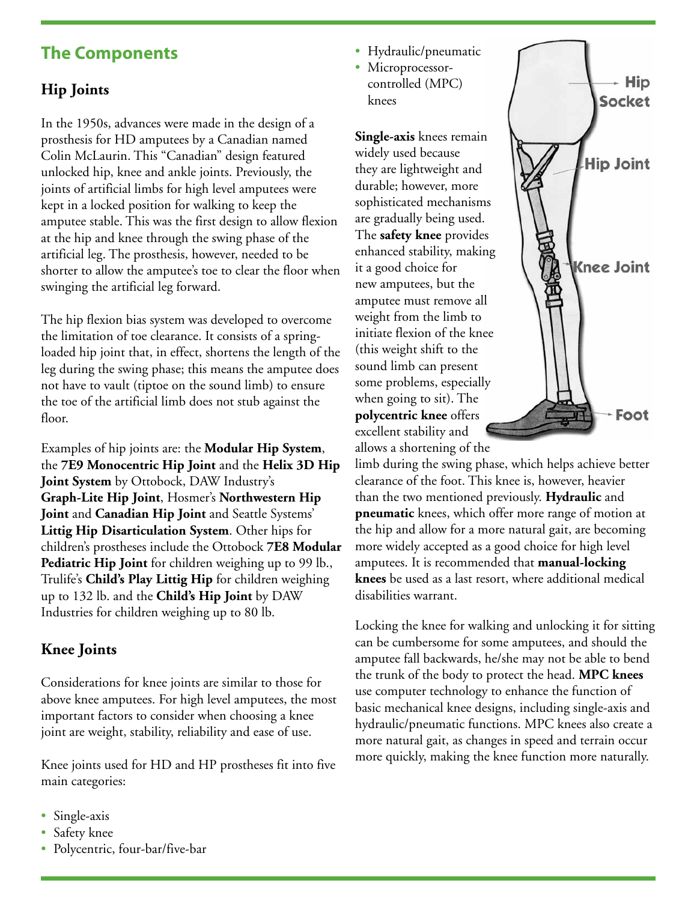## The Components

### Hip Joints

In the 1950s, advances were made in the design of a prosthesis for HD amputees by a Canadian named Colin McLaurin. This "Canadian" design featured unlocked hip, knee and ankle joints. Previously, the joints of artificial limbs for high level amputees were kept in a locked position for walking to keep the amputee stable. This was the first design to allow flexion at the hip and knee through the swing phase of the artificial leg. The prosthesis, however, needed to be shorter to allow the amputee's toe to clear the floor when swinging the artificial leg forward.

The hip flexion bias system was developed to overcome the limitation of toe clearance. It consists of a spring-loaded hip joint that, in effect, shortens the length of the leg during the swing phase; this means the amputee does not have to vault (tiptoe on the sound limb) to ensure the toe of the artificial limb does not stub against the floor.

Examples of hip joints are: the **Modular Hip System**, the **7E9 Monocentric Hip Joint** and the **Helix 3D Hip Joint System** by Ottobock, DAW Industry's **Graph-Lite Hip Joint**, Hosmer's **Northwestern Hip Joint** and **Canadian Hip Joint** and Seattle Systems' **Littig Hip Disarticulation System**. Other hips for children's prostheses include the Ottobock **7E8 Modular Pediatric Hip Joint** for children weighing up to 99 lb., Trulife's **Child's Play Littig Hip** for children weighing up to 132 lb. and the **Child's Hip Joint** by DAW Industries for children weighing up to 80 lb.

### Knee Joints

Considerations for knee joints are similar to those for above knee amputees. For high level amputees, the most important factors to consider when choosing a knee joint are weight, stability, reliability and ease of use.

Knee joints used for HD and HP prostheses fit into five main categories:

- Single-axis
- Safety knee
- Polycentric, four-bar/five-bar
- Hydraulic/pneumatic
- Microprocessor-controlled (MPC) knees

Hip Socket

Hip Joint

Knee Joint

Foot

**Single-axis** knees remain widely used because they are lightweight and durable; however, more sophisticated mechanisms are gradually being used. The **safety knee** provides enhanced stability, making it a good choice for new amputees, but the amputee must remove all weight from the limb to initiate flexion of the knee (this weight shift to the sound limb can present some problems, especially when going to sit). The **polycentric knee** offers excellent stability and allows a shortening of the limb during the swing phase, which helps achieve better clearance of the foot. This knee is, however, heavier than the two mentioned previously. **Hydraulic** and **pneumatic** knees, which offer more range of motion at the hip and allow for a more natural gait, are becoming more widely accepted as a good choice for high level amputees. It is recommended that **manual-locking knees** be used as a last resort, where additional medical disabilities warrant.

Locking the knee for walking and unlocking it for sitting can be cumbersome for some amputees, and should the amputee fall backwards, he/she may not be able to bend the trunk of the body to protect the head. **MPC knees** use computer technology to enhance the function of basic mechanical knee designs, including single-axis and hydraulic/pneumatic functions. MPC knees also create a more natural gait, as changes in speed and terrain occur more quickly, making the knee function more naturally.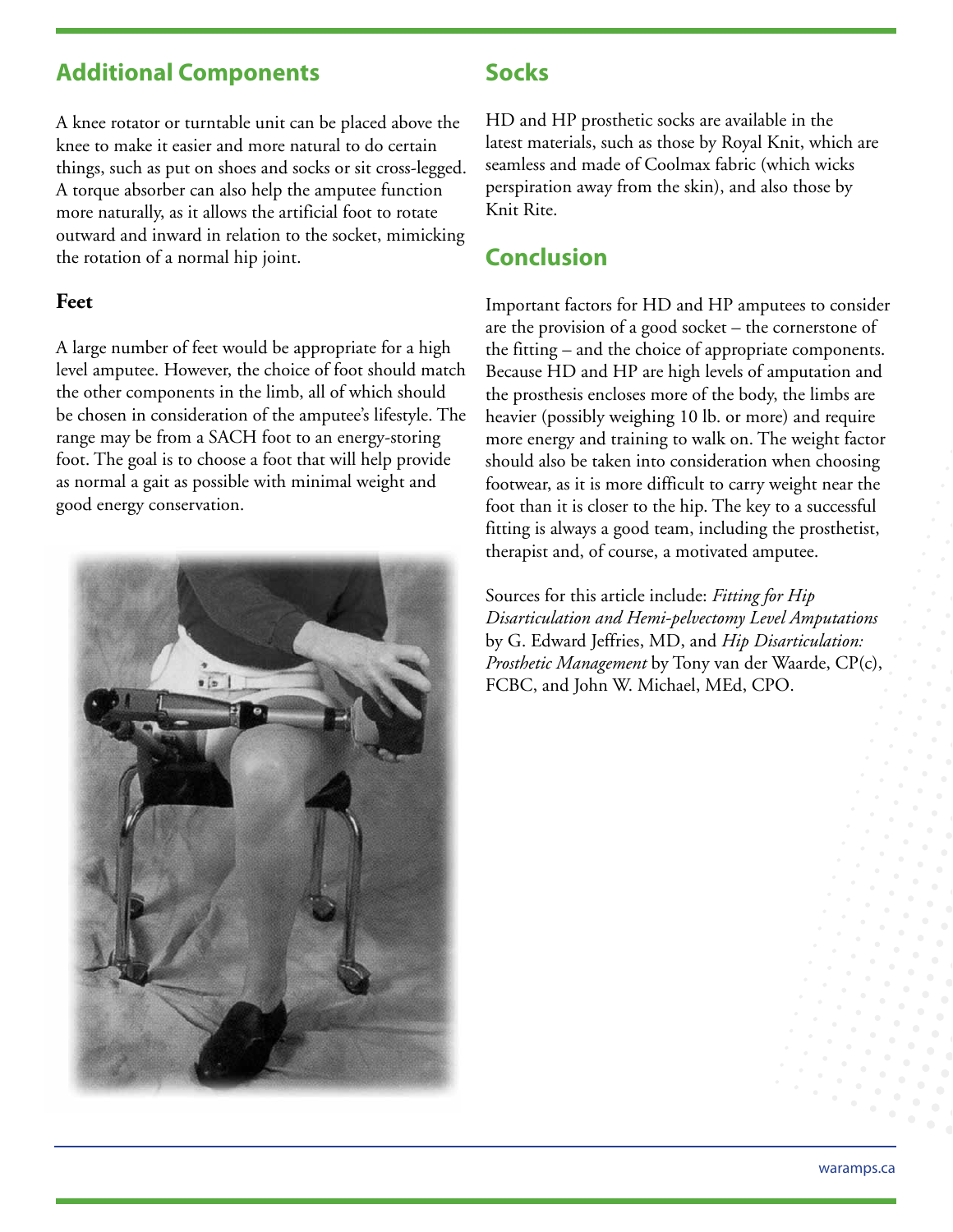## Additional Components

A knee rotator or turntable unit can be placed above the knee to make it easier and more natural to do certain things, such as put on shoes and socks or sit cross-legged. A torque absorber can also help the amputee function more naturally, as it allows the artificial foot to rotate outward and inward in relation to the socket, mimicking the rotation of a normal hip joint.

### Feet

A large number of feet would be appropriate for a high level amputee. However, the choice of foot should match the other components in the limb, all of which should be chosen in consideration of the amputee's lifestyle. The range may be from a SACH foot to an energy-storing foot. The goal is to choose a foot that will help provide as normal a gait as possible with minimal weight and good energy conservation.

## Socks

HD and HP prosthetic socks are available in the latest materials, such as those by Royal Knit, which are seamless and made of Coolmax fabric (which wicks perspiration away from the skin), and also those by Knit Rite.

## Conclusion

Important factors for HD and HP amputees to consider are the provision of a good socket – the cornerstone of the fitting – and the choice of appropriate components. Because HD and HP are high levels of amputation and the prosthesis encloses more of the body, the limbs are heavier (possibly weighing 10 lb. or more) and require more energy and training to walk on. The weight factor should also be taken into consideration when choosing footwear, as it is more difficult to carry weight near the foot than it is closer to the hip. The key to a successful fitting is always a good team, including the prosthetist, therapist and, of course, a motivated amputee.

Sources for this article include: *Fitting for Hip Disarticulation and Hemi-pelvectomy Level Amputations* by G. Edward Jeffries, MD, and *Hip Disarticulation: Prosthetic Management* by Tony van der Waarde, CP(c), FCBC, and John W. Michael, MEd, CPO.